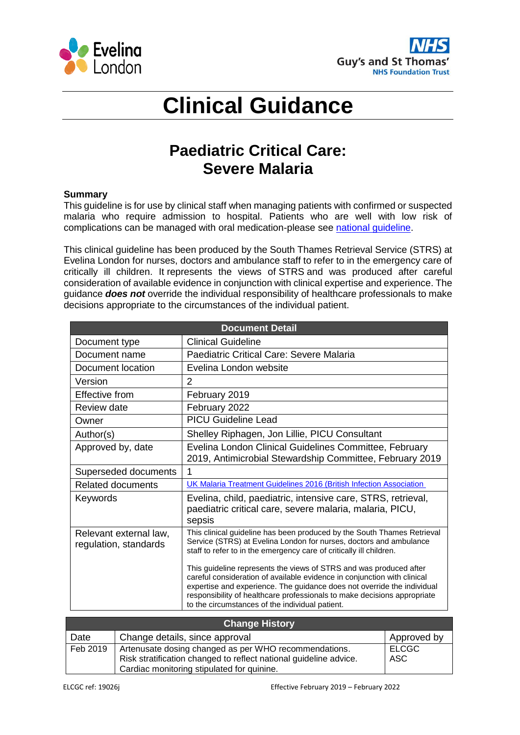# Clinical Guidance

## Paediatric Critical Care: Severe Malaria

**Summary**

This guideline is for use by clinical staff when managing patients with confirmed or suspected malaria who require admission to hospital. Patients who are well with low risk of complications can be managed with oral medication-please see [national guideline](#).

This clinical guideline has been produced by the South Thames Retrieval Service (STRS) at Evelina London for nurses, doctors and ambulance staff to refer to in the emergency care of critically ill children. It represents the views of STRS and was produced after careful consideration of available evidence in conjunction with clinical expertise and experience. The guidance ***does not*** override the individual responsibility of healthcare professionals to make decisions appropriate to the circumstances of the individual patient.

| Document Detail | |
|---|---|
| Document type | Clinical Guideline |
| Document name | Paediatric Critical Care: Severe Malaria |
| Document location | Evelina London website |
| Version | 2 |
| Effective from | February 2019 |
| Review date | February 2022 |
| Owner | PICU Guideline Lead |
| Author(s) | Shelley Riphagen, Jon Lillie, PICU Consultant |
| Approved by, date | Evelina London Clinical Guidelines Committee, February 2019, Antimicrobial Stewardship Committee, February 2019 |
| Superseded documents | 1 |
| Related documents | [UK Malaria Treatment Guidelines 2016 (British Infection Association](#) |
| Keywords | Evelina, child, paediatric, intensive care, STRS, retrieval, paediatric critical care, severe malaria, malaria, PICU, sepsis |
| Relevant external law, regulation, standards | This clinical guideline has been produced by the South Thames Retrieval Service (STRS) at Evelina London for nurses, doctors and ambulance staff to refer to in the emergency care of critically ill children.<br><br>This guideline represents the views of STRS and was produced after careful consideration of available evidence in conjunction with clinical expertise and experience. The guidance does not override the individual responsibility of healthcare professionals to make decisions appropriate to the circumstances of the individual patient. |

| Change History | | |
|---|---|---|
| Date | Change details, since approval | Approved by |
| Feb 2019 | Artenusate dosing changed as per WHO recommendations.<br>Risk stratification changed to reflect national guideline advice.<br>Cardiac monitoring stipulated for quinine. | ELCGC<br>ASC |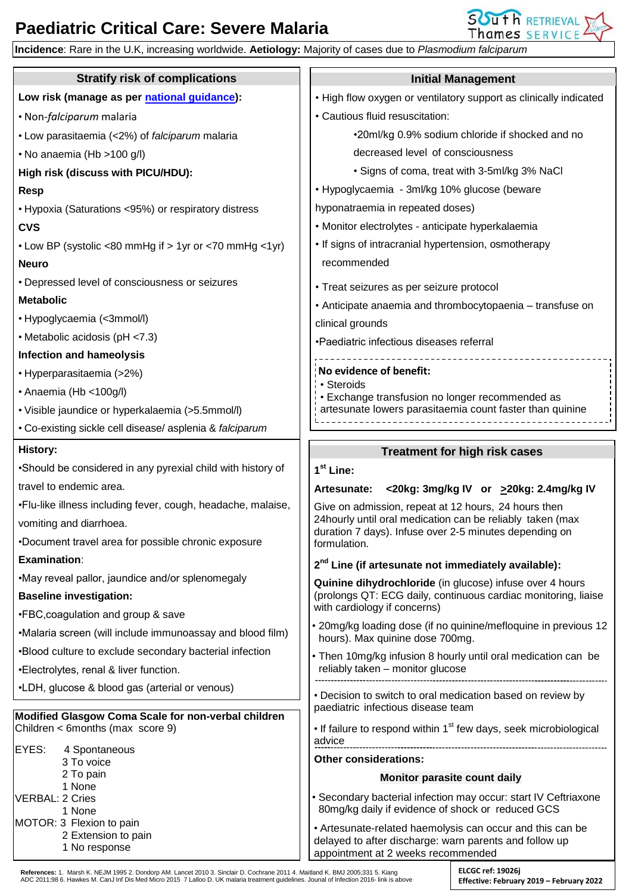# Paediatric Critical Care: Severe Malaria

**Incidence**: Rare in the U.K, increasing worldwide. **Aetiology:** Majority of cases due to *Plasmodium falciparum*

## Stratify risk of complications

**Low risk (manage as per national guidance):**

- Non-*falciparum* malaria
- Low parasitaemia (<2%) of *falciparum* malaria
- No anaemia (Hb >100 g/l)

**High risk (discuss with PICU/HDU):**

**Resp**

- Hypoxia (Saturations <95%) or respiratory distress

**CVS**

- Low BP (systolic <80 mmHg if > 1yr or <70 mmHg <1yr)

**Neuro**

- Depressed level of consciousness or seizures

**Metabolic**

- Hypoglycaemia (<3mmol/l)
- Metabolic acidosis (pH <7.3)

**Infection and hameolysis**

- Hyperparasitaemia (>2%)
- Anaemia (Hb <100g/l)
- Visible jaundice or hyperkalaemia (>5.5mmol/l)
- Co-existing sickle cell disease/ asplenia & *falciparum*

**History:**

- Should be considered in any pyrexial child with history of travel to endemic area.
- Flu-like illness including fever, cough, headache, malaise, vomiting and diarrhoea.
- Document travel area for possible chronic exposure

**Examination**:

- May reveal pallor, jaundice and/or splenomegaly

**Baseline investigation:**

- FBC,coagulation and group & save
- Malaria screen (will include immunoassay and blood film)
- Blood culture to exclude secondary bacterial infection
- Electrolytes, renal & liver function.
- LDH, glucose & blood gas (arterial or venous)

**Modified Glasgow Coma Scale for non-verbal children**
Children < 6months (max score 9)

EYES:
- 4 Spontaneous
- 3 To voice
- 2 To pain
- 1 None

VERBAL:
- 2 Cries
- 1 None

MOTOR:
- 3 Flexion to pain
- 2 Extension to pain
- 1 No response

## Initial Management

- High flow oxygen or ventilatory support as clinically indicated
- Cautious fluid resuscitation:
  - 20ml/kg 0.9% sodium chloride if shocked and no decreased level of consciousness
  - Signs of coma, treat with 3-5ml/kg 3% NaCl
- Hypoglycaemia - 3ml/kg 10% glucose (beware hyponatraemia in repeated doses)
- Monitor electrolytes - anticipate hyperkalaemia
- If signs of intracranial hypertension, osmotherapy recommended
- Treat seizures as per seizure protocol
- Anticipate anaemia and thrombocytopaenia – transfuse on clinical grounds
- Paediatric infectious diseases referral

**No evidence of benefit:**

- Steroids
- Exchange transfusion no longer recommended as artesunate lowers parasitaemia count faster than quinine

## Treatment for high risk cases

**1st Line:**

**Artesunate: <20kg: 3mg/kg IV or >20kg: 2.4mg/kg IV**

Give on admission, repeat at 12 hours, 24 hours then 24hourly until oral medication can be reliably taken (max duration 7 days). Infuse over 2-5 minutes depending on formulation.

**2nd Line (if artesunate not immediately available):**

**Quinine dihydrochloride** (in glucose) infuse over 4 hours (prolongs QT: ECG daily, continuous cardiac monitoring, liaise with cardiology if concerns)

- 20mg/kg loading dose (if no quinine/mefloquine in previous 12 hours). Max quinine dose 700mg.
- Then 10mg/kg infusion 8 hourly until oral medication can be reliably taken – monitor glucose

---

- Decision to switch to oral medication based on review by paediatric infectious disease team
- If failure to respond within 1st few days, seek microbiological advice

---

**Other considerations:**

**Monitor parasite count daily**

- Secondary bacterial infection may occur: start IV Ceftriaxone 80mg/kg daily if evidence of shock or reduced GCS
- Artesunate-related haemolysis can occur and this can be delayed to after discharge: warn parents and follow up appointment at 2 weeks recommended

**References:** 1. Marsh K. NEJM 1995 2. Dondorp AM. Lancet 2010 3. Sinclair D. Cochrane 2011 4. Maitland K. BMJ 2005;331 5. Kiang ADC 2011;98 6. Hawkes M. CanJ Inf Dis Med Micro 2015 7 Lalloo D. UK malaria treatment guidelines. Jounal of Infection 2016- link is above

**ELCGC ref: 19026j**
**Effective: February 2019 – February 2022**